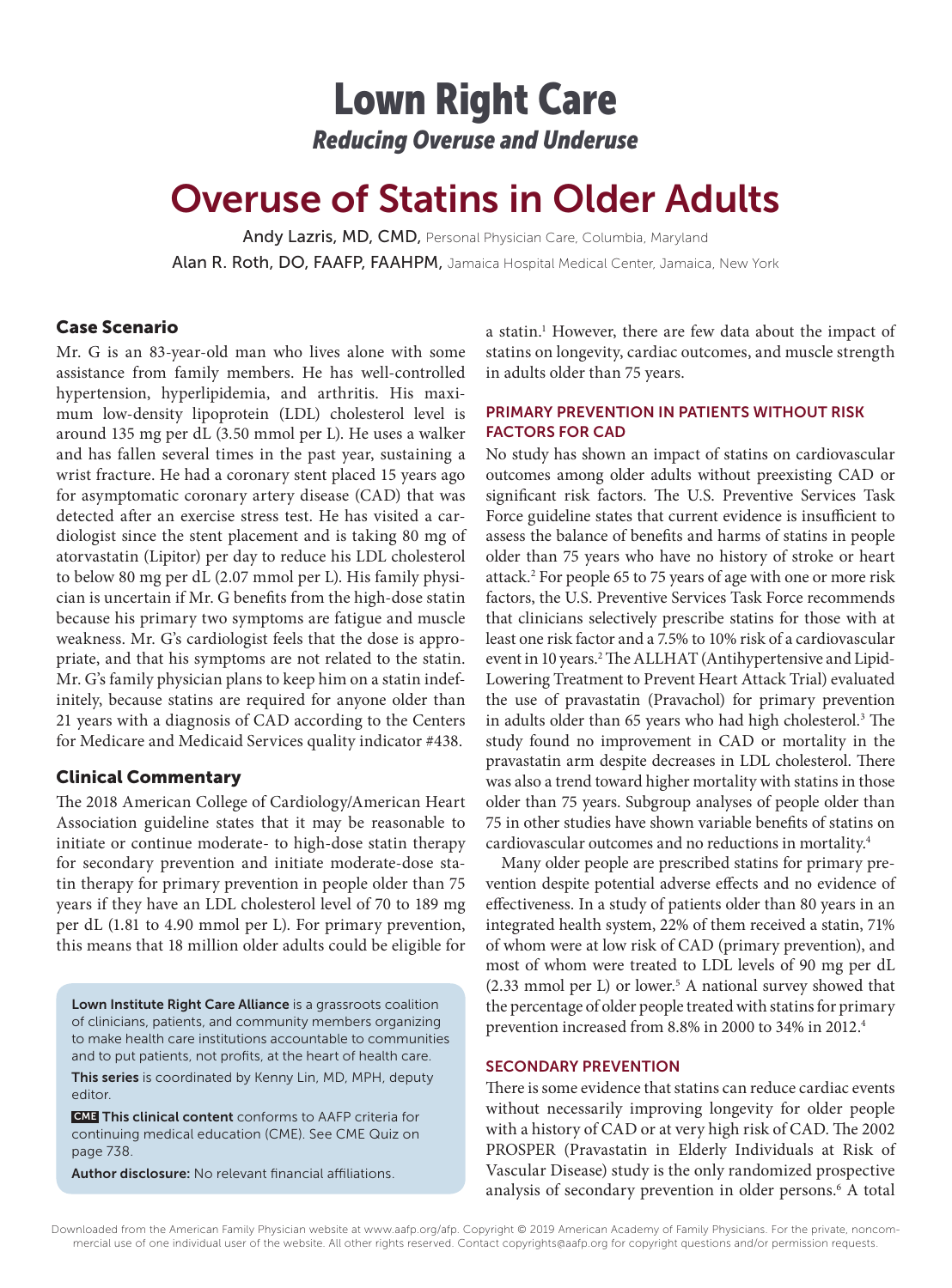# Lown Right Care

*Reducing Overuse and Underuse*

# Overuse of Statins in Older Adults

Andy Lazris, MD, CMD, Personal Physician Care, Columbia, Maryland

Alan R. Roth, DO, FAAFP, FAAHPM, Jamaica Hospital Medical Center, Jamaica, New York

## Case Scenario

Mr. G is an 83-year-old man who lives alone with some assistance from family members. He has well-controlled hypertension, hyperlipidemia, and arthritis. His maximum low-density lipoprotein (LDL) cholesterol level is around 135 mg per dL (3.50 mmol per L). He uses a walker and has fallen several times in the past year, sustaining a wrist fracture. He had a coronary stent placed 15 years ago for asymptomatic coronary artery disease (CAD) that was detected after an exercise stress test. He has visited a cardiologist since the stent placement and is taking 80 mg of atorvastatin (Lipitor) per day to reduce his LDL cholesterol to below 80 mg per dL (2.07 mmol per L). His family physician is uncertain if Mr. G benefits from the high-dose statin because his primary two symptoms are fatigue and muscle weakness. Mr. G's cardiologist feels that the dose is appropriate, and that his symptoms are not related to the statin. Mr. G's family physician plans to keep him on a statin indefinitely, because statins are required for anyone older than 21 years with a diagnosis of CAD according to the Centers for Medicare and Medicaid Services quality indicator #438.

## Clinical Commentary

The 2018 American College of Cardiology/American Heart Association guideline states that it may be reasonable to initiate or continue moderate- to high-dose statin therapy for secondary prevention and initiate moderate-dose statin therapy for primary prevention in people older than 75 years if they have an LDL cholesterol level of 70 to 189 mg per dL (1.81 to 4.90 mmol per L). For primary prevention, this means that 18 million older adults could be eligible for a statin.[1] However, there are few data about the impact of statins on longevity, cardiac outcomes, and muscle strength in adults older than 75 years.

### PRIMARY PREVENTION IN PATIENTS WITHOUT RISK FACTORS FOR CAD

No study has shown an impact of statins on cardiovascular outcomes among older adults without preexisting CAD or significant risk factors. The U.S. Preventive Services Task Force guideline states that current evidence is insufficient to assess the balance of benefits and harms of statins in people older than 75 years who have no history of stroke or heart attack.[2] For people 65 to 75 years of age with one or more risk factors, the U.S. Preventive Services Task Force recommends that clinicians selectively prescribe statins for those with at least one risk factor and a 7.5% to 10% risk of a cardiovascular event in 10 years.[2] The ALLHAT (Antihypertensive and Lipid-Lowering Treatment to Prevent Heart Attack Trial) evaluated the use of pravastatin (Pravachol) for primary prevention in adults older than 65 years who had high cholesterol.[3] The study found no improvement in CAD or mortality in the pravastatin arm despite decreases in LDL cholesterol. There was also a trend toward higher mortality with statins in those older than 75 years. Subgroup analyses of people older than 75 in other studies have shown variable benefits of statins on cardiovascular outcomes and no reductions in mortality.[4]

Many older people are prescribed statins for primary prevention despite potential adverse effects and no evidence of effectiveness. In a study of patients older than 80 years in an integrated health system, 22% of them received a statin, 71% of whom were at low risk of CAD (primary prevention), and most of whom were treated to LDL levels of 90 mg per dL (2.33 mmol per L) or lower.[5] A national survey showed that the percentage of older people treated with statins for primary prevention increased from 8.8% in 2000 to 34% in 2012.[4]

### SECONDARY PREVENTION

There is some evidence that statins can reduce cardiac events without necessarily improving longevity for older people with a history of CAD or at very high risk of CAD. The 2002 PROSPER (Pravastatin in Elderly Individuals at Risk of Vascular Disease) study is the only randomized prospective analysis of secondary prevention in older persons.[6] A total

**Lown Institute Right Care Alliance** is a grassroots coalition of clinicians, patients, and community members organizing to make health care institutions accountable to communities and to put patients, not profits, at the heart of health care.

**This series** is coordinated by Kenny Lin, MD, MPH, deputy editor.

**CME This clinical content** conforms to AAFP criteria for continuing medical education (CME). See CME Quiz on page 738.

**Author disclosure:** No relevant financial affiliations.

Downloaded from the American Family Physician website at www.aafp.org/afp. Copyright © 2019 American Academy of Family Physicians. For the private, noncommercial use of one individual user of the website. All other rights reserved. Contact copyrights@aafp.org for copyright questions and/or permission requests.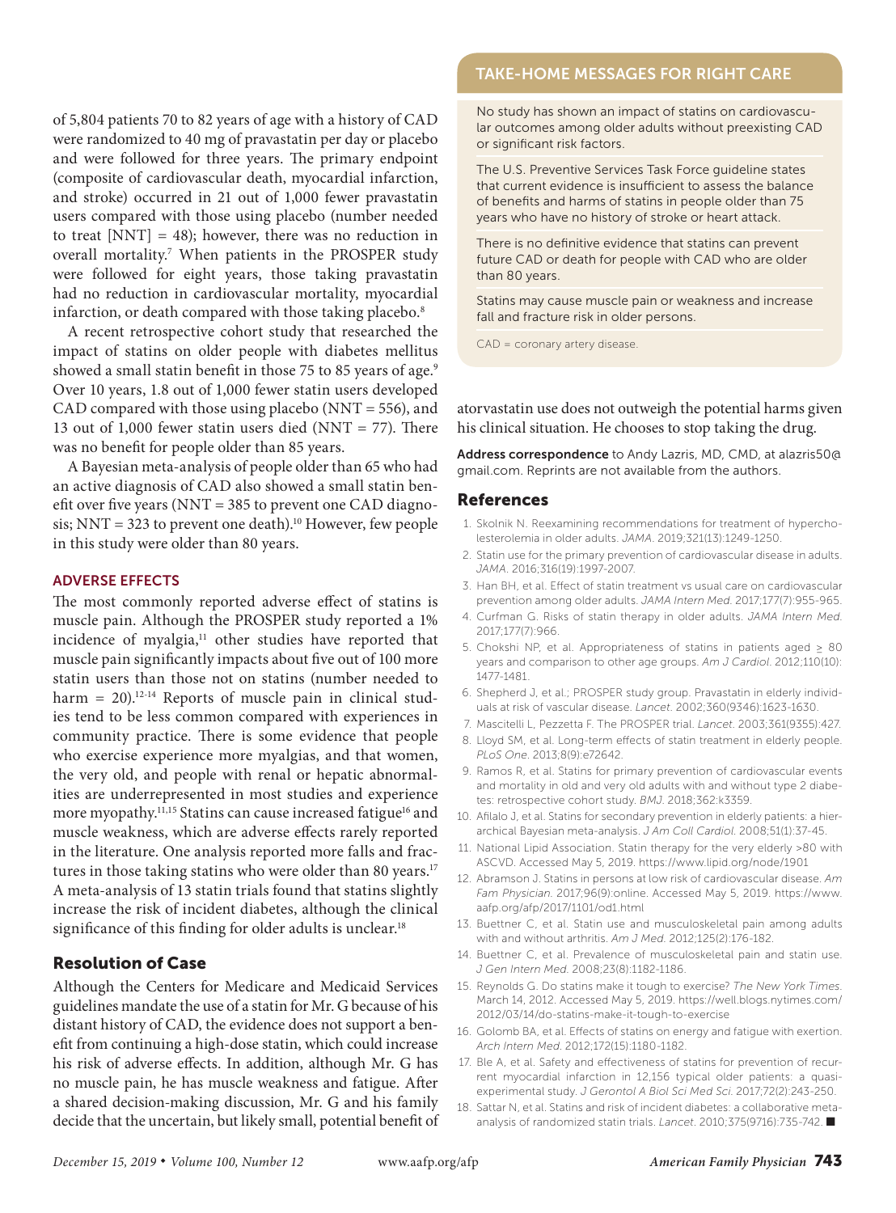of 5,804 patients 70 to 82 years of age with a history of CAD were randomized to 40 mg of pravastatin per day or placebo and were followed for three years. The primary endpoint (composite of cardiovascular death, myocardial infarction, and stroke) occurred in 21 out of 1,000 fewer pravastatin users compared with those using placebo (number needed to treat [NNT] = 48); however, there was no reduction in overall mortality.[7] When patients in the PROSPER study were followed for eight years, those taking pravastatin had no reduction in cardiovascular mortality, myocardial infarction, or death compared with those taking placebo.[8]

A recent retrospective cohort study that researched the impact of statins on older people with diabetes mellitus showed a small statin benefit in those 75 to 85 years of age.[9] Over 10 years, 1.8 out of 1,000 fewer statin users developed CAD compared with those using placebo (NNT = 556), and 13 out of 1,000 fewer statin users died (NNT = 77). There was no benefit for people older than 85 years.

A Bayesian meta-analysis of people older than 65 who had an active diagnosis of CAD also showed a small statin benefit over five years (NNT = 385 to prevent one CAD diagnosis; NNT = 323 to prevent one death).[10] However, few people in this study were older than 80 years.

### ADVERSE EFFECTS

The most commonly reported adverse effect of statins is muscle pain. Although the PROSPER study reported a 1% incidence of myalgia,[11] other studies have reported that muscle pain significantly impacts about five out of 100 more statin users than those not on statins (number needed to harm = 20).[12-14] Reports of muscle pain in clinical studies tend to be less common compared with experiences in community practice. There is some evidence that people who exercise experience more myalgias, and that women, the very old, and people with renal or hepatic abnormalities are underrepresented in most studies and experience more myopathy.[11,15] Statins can cause increased fatigue[16] and muscle weakness, which are adverse effects rarely reported in the literature. One analysis reported more falls and fractures in those taking statins who were older than 80 years.[17] A meta-analysis of 13 statin trials found that statins slightly increase the risk of incident diabetes, although the clinical significance of this finding for older adults is unclear.[18]

## Resolution of Case

Although the Centers for Medicare and Medicaid Services guidelines mandate the use of a statin for Mr. G because of his distant history of CAD, the evidence does not support a benefit from continuing a high-dose statin, which could increase his risk of adverse effects. In addition, although Mr. G has no muscle pain, he has muscle weakness and fatigue. After a shared decision-making discussion, Mr. G and his family decide that the uncertain, but likely small, potential benefit of atorvastatin use does not outweigh the potential harms given his clinical situation. He chooses to stop taking the drug.

### TAKE-HOME MESSAGES FOR RIGHT CARE

No study has shown an impact of statins on cardiovascular outcomes among older adults without preexisting CAD or significant risk factors.

The U.S. Preventive Services Task Force guideline states that current evidence is insufficient to assess the balance of benefits and harms of statins in people older than 75 years who have no history of stroke or heart attack.

There is no definitive evidence that statins can prevent future CAD or death for people with CAD who are older than 80 years.

Statins may cause muscle pain or weakness and increase fall and fracture risk in older persons.

CAD = coronary artery disease.

**Address correspondence** to Andy Lazris, MD, CMD, at alazris50@gmail.com. Reprints are not available from the authors.

## References

1. Skolnik N. Reexamining recommendations for treatment of hypercholesterolemia in older adults. *JAMA*. 2019;321(13):1249-1250.
2. Statin use for the primary prevention of cardiovascular disease in adults. *JAMA*. 2016;316(19):1997-2007.
3. Han BH, et al. Effect of statin treatment vs usual care on cardiovascular prevention among older adults. *JAMA Intern Med*. 2017;177(7):955-965.
4. Curfman G. Risks of statin therapy in older adults. *JAMA Intern Med*. 2017;177(7):966.
5. Chokshi NP, et al. Appropriateness of statins in patients aged ≥ 80 years and comparison to other age groups. *Am J Cardiol*. 2012;110(10):1477-1481.
6. Shepherd J, et al.; PROSPER study group. Pravastatin in elderly individuals at risk of vascular disease. *Lancet*. 2002;360(9346):1623-1630.
7. Mascitelli L, Pezzetta F. The PROSPER trial. *Lancet*. 2003;361(9355):427.
8. Lloyd SM, et al. Long-term effects of statin treatment in elderly people. *PLoS One*. 2013;8(9):e72642.
9. Ramos R, et al. Statins for primary prevention of cardiovascular events and mortality in old and very old adults with and without type 2 diabetes: retrospective cohort study. *BMJ*. 2018;362:k3359.
10. Afilalo J, et al. Statins for secondary prevention in elderly patients: a hierarchical Bayesian meta-analysis. *J Am Coll Cardiol*. 2008;51(1):37-45.
11. National Lipid Association. Statin therapy for the very elderly >80 with ASCVD. Accessed May 5, 2019. https://www.lipid.org/node/1901
12. Abramson J. Statins in persons at low risk of cardiovascular disease. *Am Fam Physician*. 2017;96(9):online. Accessed May 5, 2019. https://www.aafp.org/afp/2017/1101/od1.html
13. Buettner C, et al. Statin use and musculoskeletal pain among adults with and without arthritis. *Am J Med*. 2012;125(2):176-182.
14. Buettner C, et al. Prevalence of musculoskeletal pain and statin use. *J Gen Intern Med*. 2008;23(8):1182-1186.
15. Reynolds G. Do statins make it tough to exercise? *The New York Times*. March 14, 2012. Accessed May 5, 2019. https://well.blogs.nytimes.com/2012/03/14/do-statins-make-it-tough-to-exercise
16. Golomb BA, et al. Effects of statins on energy and fatigue with exertion. *Arch Intern Med*. 2012;172(15):1180-1182.
17. Ble A, et al. Safety and effectiveness of statins for prevention of recurrent myocardial infarction in 12,156 typical older patients: a quasi-experimental study. *J Gerontol A Biol Sci Med Sci*. 2017;72(2):243-250.
18. Sattar N, et al. Statins and risk of incident diabetes: a collaborative meta-analysis of randomized statin trials. *Lancet*. 2010;375(9716):735-742. ■